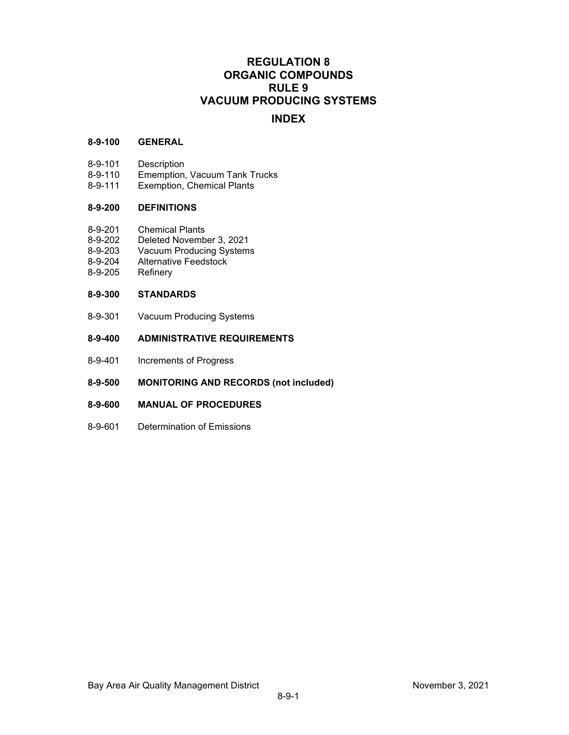# REGULATION 8
# ORGANIC COMPOUNDS
# RULE 9
# VACUUM PRODUCING SYSTEMS

## INDEX

**8-9-100 GENERAL**

8-9-101 Description
8-9-110 Ememption, Vacuum Tank Trucks
8-9-111 Exemption, Chemical Plants

**8-9-200 DEFINITIONS**

8-9-201 Chemical Plants
8-9-202 Deleted November 3, 2021
8-9-203 Vacuum Producing Systems
8-9-204 Alternative Feedstock
8-9-205 Refinery

**8-9-300 STANDARDS**

8-9-301 Vacuum Producing Systems

**8-9-400 ADMINISTRATIVE REQUIREMENTS**

8-9-401 Increments of Progress

**8-9-500 MONITORING AND RECORDS (not included)**

**8-9-600 MANUAL OF PROCEDURES**

8-9-601 Determination of Emissions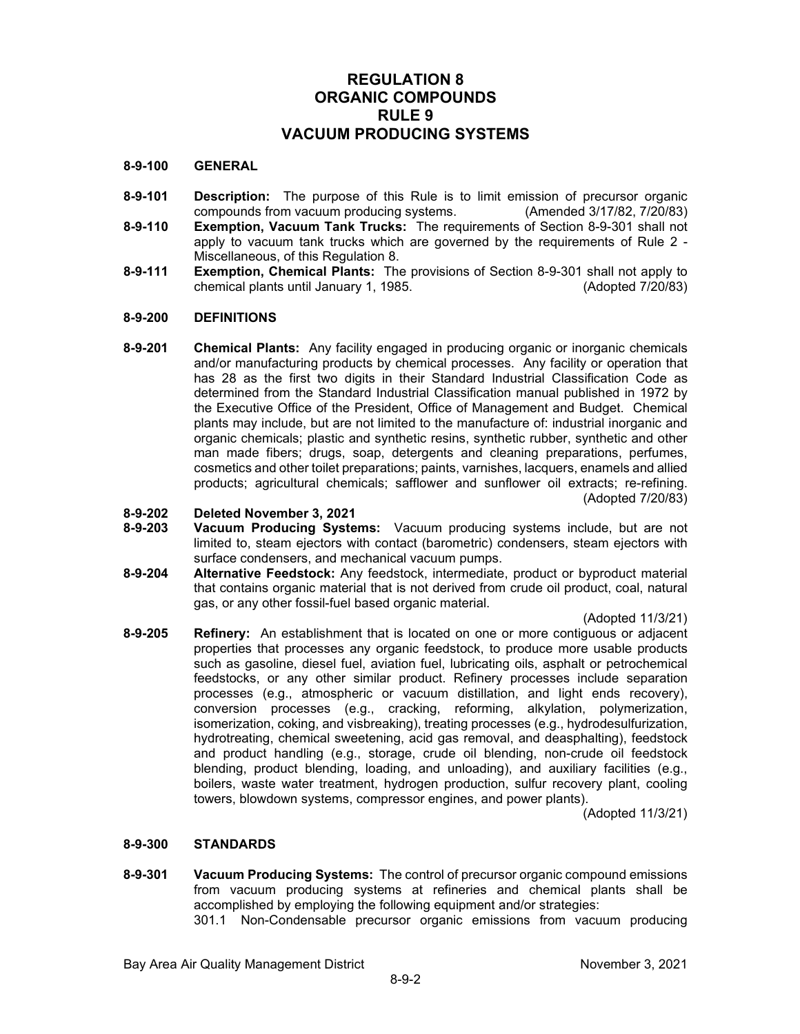# REGULATION 8
# ORGANIC COMPOUNDS
# RULE 9
# VACUUM PRODUCING SYSTEMS

## 8-9-100 GENERAL

**8-9-101 Description:** The purpose of this Rule is to limit emission of precursor organic compounds from vacuum producing systems. (Amended 3/17/82, 7/20/83)

**8-9-110 Exemption, Vacuum Tank Trucks:** The requirements of Section 8-9-301 shall not apply to vacuum tank trucks which are governed by the requirements of Rule 2 - Miscellaneous, of this Regulation 8.

**8-9-111 Exemption, Chemical Plants:** The provisions of Section 8-9-301 shall not apply to chemical plants until January 1, 1985. (Adopted 7/20/83)

## 8-9-200 DEFINITIONS

**8-9-201 Chemical Plants:** Any facility engaged in producing organic or inorganic chemicals and/or manufacturing products by chemical processes. Any facility or operation that has 28 as the first two digits in their Standard Industrial Classification Code as determined from the Standard Industrial Classification manual published in 1972 by the Executive Office of the President, Office of Management and Budget. Chemical plants may include, but are not limited to the manufacture of: industrial inorganic and organic chemicals; plastic and synthetic resins, synthetic rubber, synthetic and other man made fibers; drugs, soap, detergents and cleaning preparations, perfumes, cosmetics and other toilet preparations; paints, varnishes, lacquers, enamels and allied products; agricultural chemicals; safflower and sunflower oil extracts; re-refining. (Adopted 7/20/83)

**8-9-202 Deleted November 3, 2021**

**8-9-203 Vacuum Producing Systems:** Vacuum producing systems include, but are not limited to, steam ejectors with contact (barometric) condensers, steam ejectors with surface condensers, and mechanical vacuum pumps.

**8-9-204 Alternative Feedstock:** Any feedstock, intermediate, product or byproduct material that contains organic material that is not derived from crude oil product, coal, natural gas, or any other fossil-fuel based organic material. (Adopted 11/3/21)

**8-9-205 Refinery:** An establishment that is located on one or more contiguous or adjacent properties that processes any organic feedstock, to produce more usable products such as gasoline, diesel fuel, aviation fuel, lubricating oils, asphalt or petrochemical feedstocks, or any other similar product. Refinery processes include separation processes (e.g., atmospheric or vacuum distillation, and light ends recovery), conversion processes (e.g., cracking, reforming, alkylation, polymerization, isomerization, coking, and visbreaking), treating processes (e.g., hydrodesulfurization, hydrotreating, chemical sweetening, acid gas removal, and deasphalting), feedstock and product handling (e.g., storage, crude oil blending, non-crude oil feedstock blending, product blending, loading, and unloading), and auxiliary facilities (e.g., boilers, waste water treatment, hydrogen production, sulfur recovery plant, cooling towers, blowdown systems, compressor engines, and power plants). (Adopted 11/3/21)

## 8-9-300 STANDARDS

**8-9-301 Vacuum Producing Systems:** The control of precursor organic compound emissions from vacuum producing systems at refineries and chemical plants shall be accomplished by employing the following equipment and/or strategies:

301.1 Non-Condensable precursor organic emissions from vacuum producing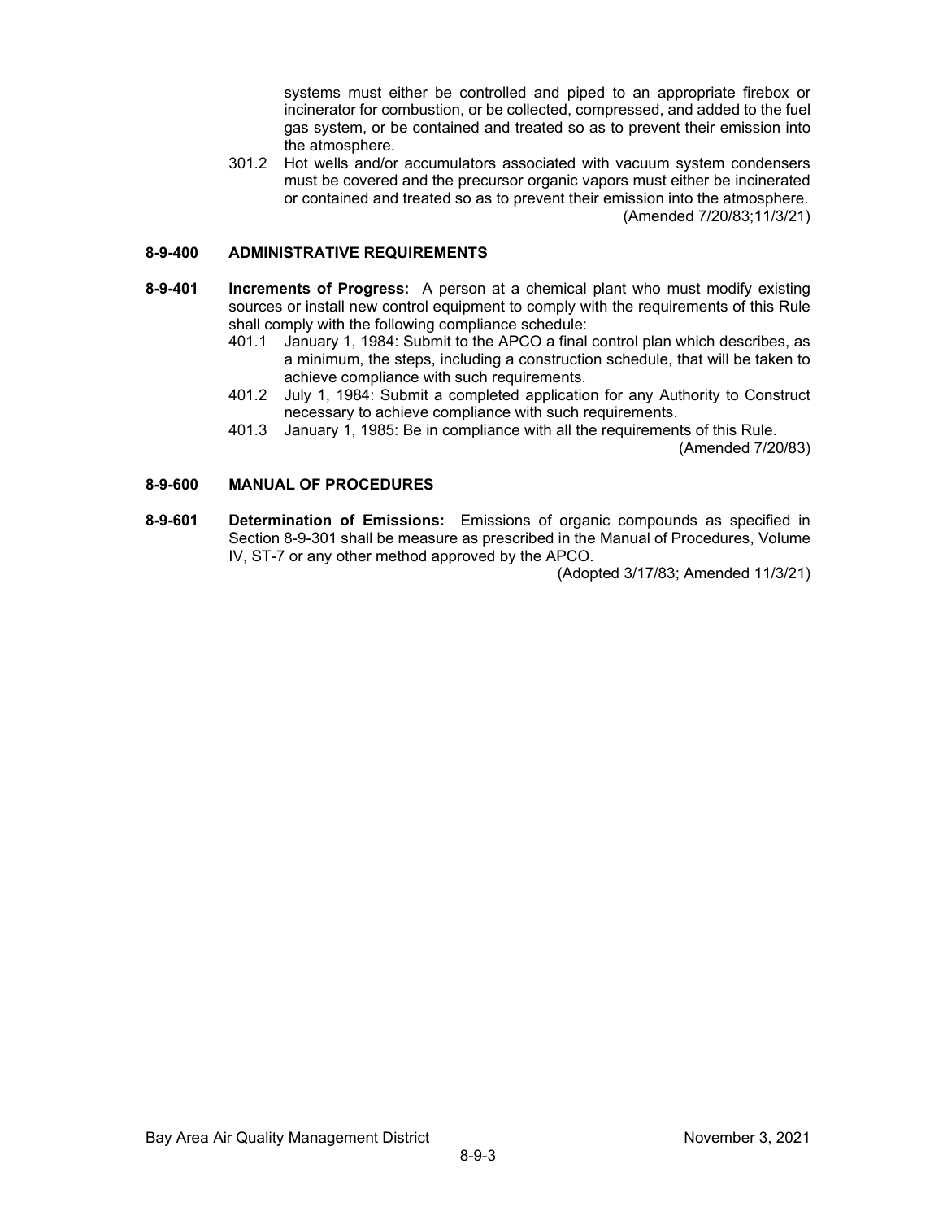systems must either be controlled and piped to an appropriate firebox or incinerator for combustion, or be collected, compressed, and added to the fuel gas system, or be contained and treated so as to prevent their emission into the atmosphere.

301.2 Hot wells and/or accumulators associated with vacuum system condensers must be covered and the precursor organic vapors must either be incinerated or contained and treated so as to prevent their emission into the atmosphere.

(Amended 7/20/83;11/3/21)

## 8-9-400 ADMINISTRATIVE REQUIREMENTS

**8-9-401 Increments of Progress:** A person at a chemical plant who must modify existing sources or install new control equipment to comply with the requirements of this Rule shall comply with the following compliance schedule:

401.1 January 1, 1984: Submit to the APCO a final control plan which describes, as a minimum, the steps, including a construction schedule, that will be taken to achieve compliance with such requirements.

401.2 July 1, 1984: Submit a completed application for any Authority to Construct necessary to achieve compliance with such requirements.

401.3 January 1, 1985: Be in compliance with all the requirements of this Rule.

(Amended 7/20/83)

## 8-9-600 MANUAL OF PROCEDURES

**8-9-601 Determination of Emissions:** Emissions of organic compounds as specified in Section 8-9-301 shall be measure as prescribed in the Manual of Procedures, Volume IV, ST-7 or any other method approved by the APCO.

(Adopted 3/17/83; Amended 11/3/21)